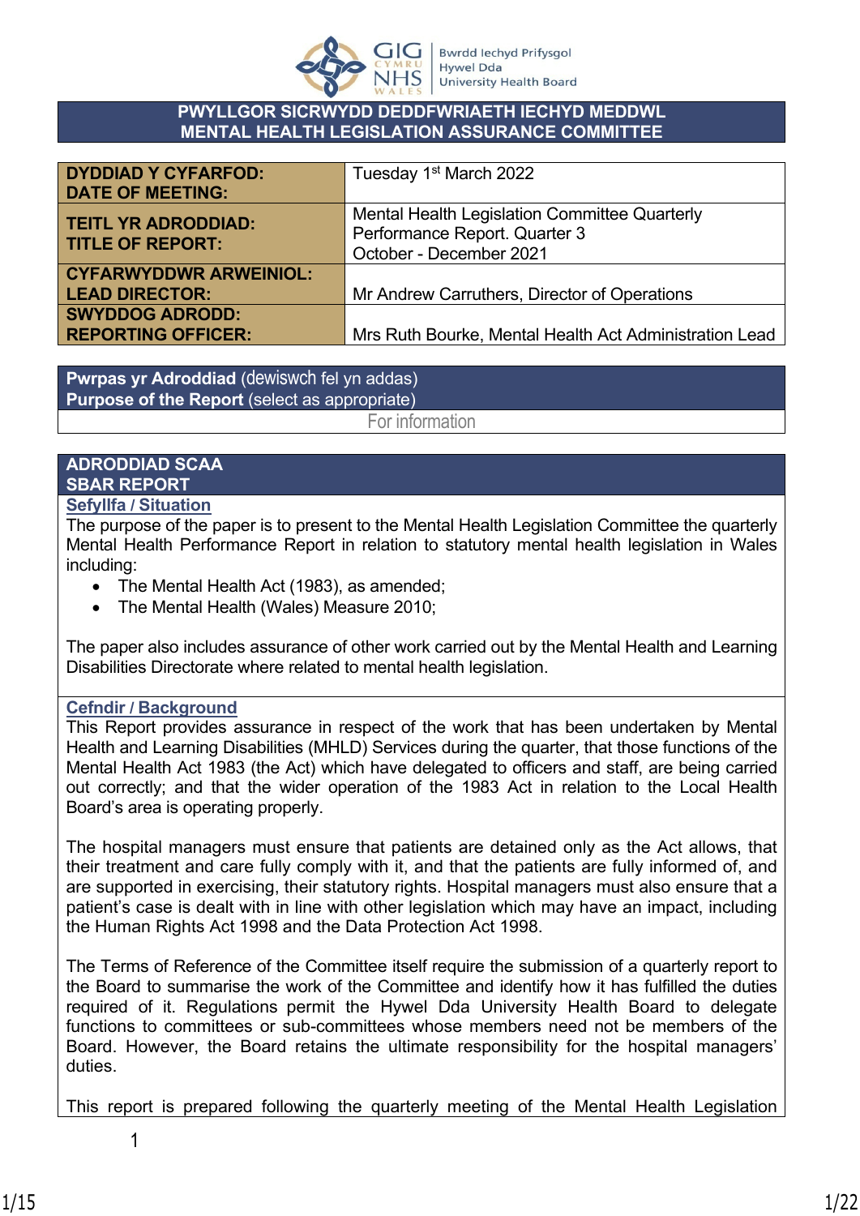# PWYLLGOR SICRWYDD DEDDFWRIAETH IECHYD MEDDWL
# MENTAL HEALTH LEGISLATION ASSURANCE COMMITTEE

| | |
|---|---|
| **DYDDIAD Y CYFARFOD:**<br>**DATE OF MEETING:** | Tuesday 1st March 2022 |
| **TEITL YR ADRODDIAD:**<br>**TITLE OF REPORT:** | Mental Health Legislation Committee Quarterly Performance Report. Quarter 3<br>October - December 2021 |
| **CYFARWYDDWR ARWEINIOL:**<br>**LEAD DIRECTOR:** | Mr Andrew Carruthers, Director of Operations |
| **SWYDDOG ADRODD:**<br>**REPORTING OFFICER:** | Mrs Ruth Bourke, Mental Health Act Administration Lead |

| **Pwrpas yr Adroddiad** (dewiswch fel yn addas)<br>**Purpose of the Report** (select as appropriate) |
|---|
| For information |

## ADRODDIAD SCAA
## SBAR REPORT

### Sefyllfa / Situation

The purpose of the paper is to present to the Mental Health Legislation Committee the quarterly Mental Health Performance Report in relation to statutory mental health legislation in Wales including:

- The Mental Health Act (1983), as amended;
- The Mental Health (Wales) Measure 2010;

The paper also includes assurance of other work carried out by the Mental Health and Learning Disabilities Directorate where related to mental health legislation.

### Cefndir / Background

This Report provides assurance in respect of the work that has been undertaken by Mental Health and Learning Disabilities (MHLD) Services during the quarter, that those functions of the Mental Health Act 1983 (the Act) which have delegated to officers and staff, are being carried out correctly; and that the wider operation of the 1983 Act in relation to the Local Health Board's area is operating properly.

The hospital managers must ensure that patients are detained only as the Act allows, that their treatment and care fully comply with it, and that the patients are fully informed of, and are supported in exercising, their statutory rights. Hospital managers must also ensure that a patient's case is dealt with in line with other legislation which may have an impact, including the Human Rights Act 1998 and the Data Protection Act 1998.

The Terms of Reference of the Committee itself require the submission of a quarterly report to the Board to summarise the work of the Committee and identify how it has fulfilled the duties required of it. Regulations permit the Hywel Dda University Health Board to delegate functions to committees or sub-committees whose members need not be members of the Board. However, the Board retains the ultimate responsibility for the hospital managers' duties.

This report is prepared following the quarterly meeting of the Mental Health Legislation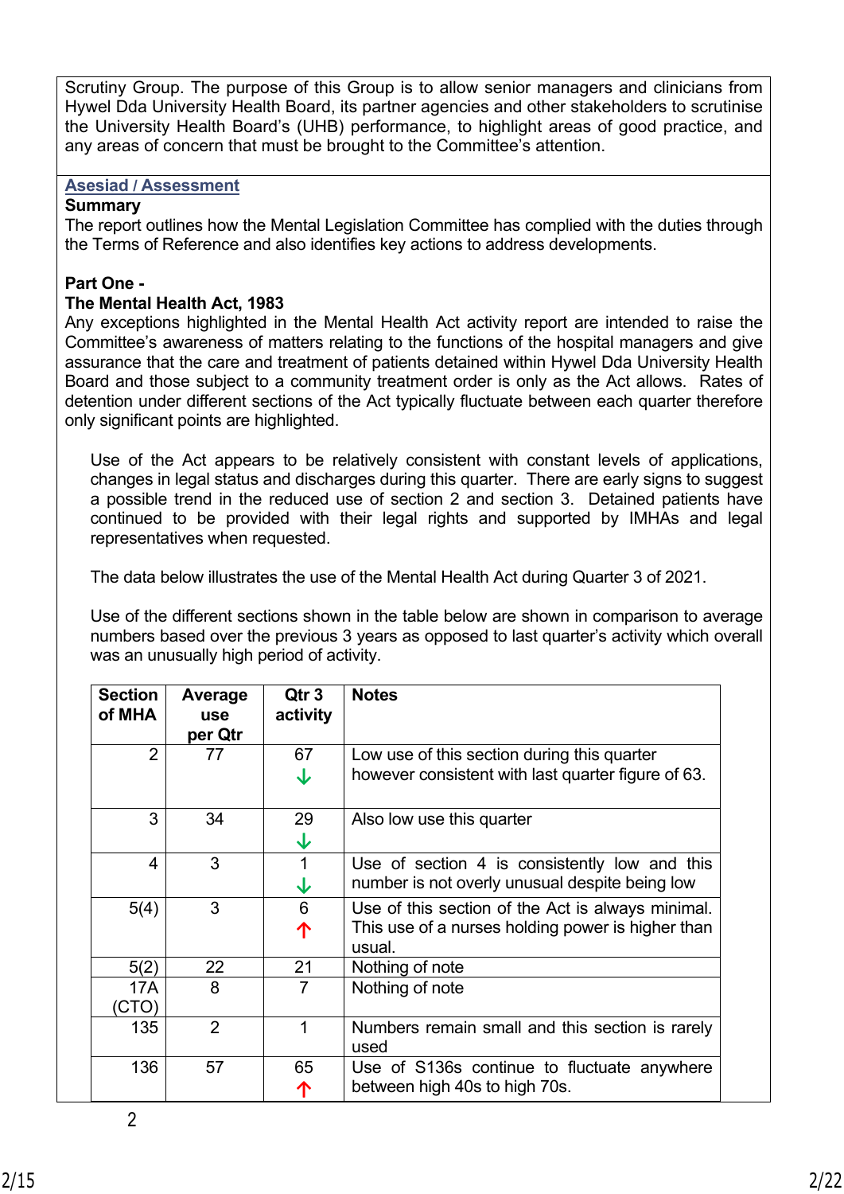Scrutiny Group. The purpose of this Group is to allow senior managers and clinicians from Hywel Dda University Health Board, its partner agencies and other stakeholders to scrutinise the University Health Board's (UHB) performance, to highlight areas of good practice, and any areas of concern that must be brought to the Committee's attention.

**Asesiad / Assessment**

**Summary**

The report outlines how the Mental Legislation Committee has complied with the duties through the Terms of Reference and also identifies key actions to address developments.

**Part One -**
**The Mental Health Act, 1983**

Any exceptions highlighted in the Mental Health Act activity report are intended to raise the Committee's awareness of matters relating to the functions of the hospital managers and give assurance that the care and treatment of patients detained within Hywel Dda University Health Board and those subject to a community treatment order is only as the Act allows. Rates of detention under different sections of the Act typically fluctuate between each quarter therefore only significant points are highlighted.

Use of the Act appears to be relatively consistent with constant levels of applications, changes in legal status and discharges during this quarter. There are early signs to suggest a possible trend in the reduced use of section 2 and section 3. Detained patients have continued to be provided with their legal rights and supported by IMHAs and legal representatives when requested.

The data below illustrates the use of the Mental Health Act during Quarter 3 of 2021.

Use of the different sections shown in the table below are shown in comparison to average numbers based over the previous 3 years as opposed to last quarter's activity which overall was an unusually high period of activity.

| Section of MHA | Average use per Qtr | Qtr 3 activity | Notes |
|---|---|---|---|
| 2 | 77 | 67 ↓ | Low use of this section during this quarter however consistent with last quarter figure of 63. |
| 3 | 34 | 29 ↓ | Also low use this quarter |
| 4 | 3 | 1 ↓ | Use of section 4 is consistently low and this number is not overly unusual despite being low |
| 5(4) | 3 | 6 ↑ | Use of this section of the Act is always minimal. This use of a nurses holding power is higher than usual. |
| 5(2) | 22 | 21 | Nothing of note |
| 17A (CTO) | 8 | 7 | Nothing of note |
| 135 | 2 | 1 | Numbers remain small and this section is rarely used |
| 136 | 57 | 65 ↑ | Use of S136s continue to fluctuate anywhere between high 40s to high 70s. |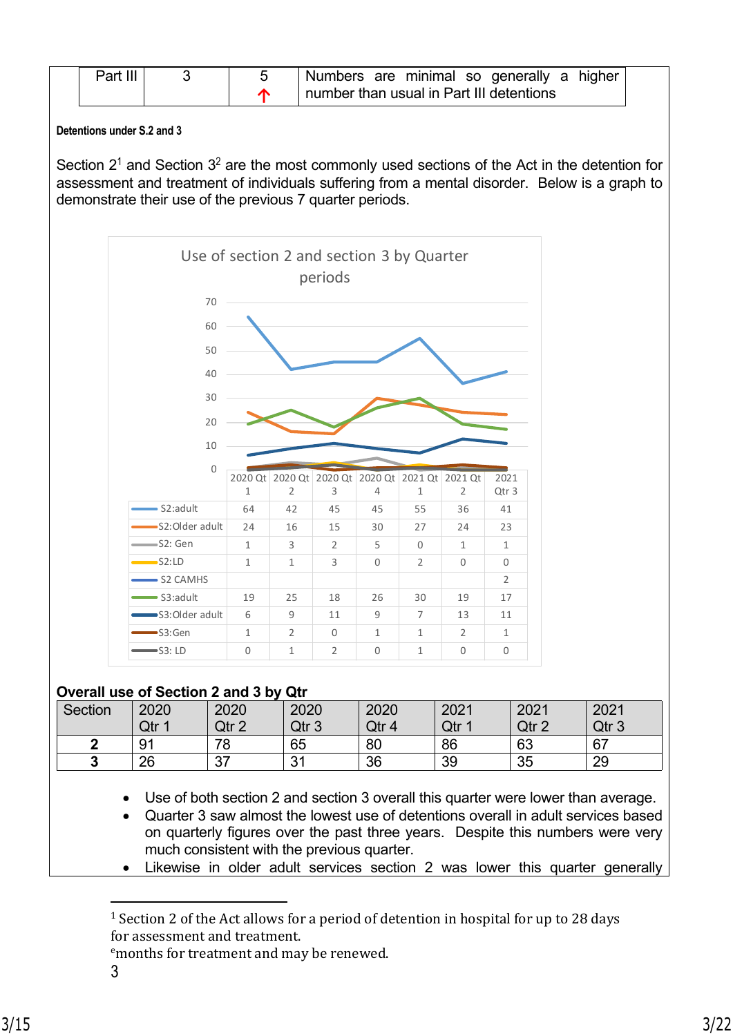| Part III | 3 | 5 ↑ | Numbers are minimal so generally a higher number than usual in Part III detentions |
|---|---|---|---|

**Detentions under S.2 and 3**

Section 2[1] and Section 3[2] are the most commonly used sections of the Act in the detention for assessment and treatment of individuals suffering from a mental disorder. Below is a graph to demonstrate their use of the previous 7 quarter periods.

Use of section 2 and section 3 by Quarter periods

| | 2020 Qt 1 | 2020 Qt 2 | 2020 Qt 3 | 2020 Qt 4 | 2021 Qt 1 | 2021 Qt 2 | 2021 Qtr 3 |
|---|---|---|---|---|---|---|---|
| S2:adult | 64 | 42 | 45 | 45 | 55 | 36 | 41 |
| S2:Older adult | 24 | 16 | 15 | 30 | 27 | 24 | 23 |
| S2: Gen | 1 | 3 | 2 | 5 | 0 | 1 | 1 |
| S2:LD | 1 | 1 | 3 | 0 | 2 | 0 | 0 |
| S2 CAMHS | | | | | | | 2 |
| S3:adult | 19 | 25 | 18 | 26 | 30 | 19 | 17 |
| S3:Older adult | 6 | 9 | 11 | 9 | 7 | 13 | 11 |
| S3:Gen | 1 | 2 | 0 | 1 | 1 | 2 | 1 |
| S3: LD | 0 | 1 | 2 | 0 | 1 | 0 | 0 |

**Overall use of Section 2 and 3 by Qtr**

| Section | 2020 Qtr 1 | 2020 Qtr 2 | 2020 Qtr 3 | 2020 Qtr 4 | 2021 Qtr 1 | 2021 Qtr 2 | 2021 Qtr 3 |
|---|---|---|---|---|---|---|---|
| **2** | 91 | 78 | 65 | 80 | 86 | 63 | 67 |
| **3** | 26 | 37 | 31 | 36 | 39 | 35 | 29 |

- Use of both section 2 and section 3 overall this quarter were lower than average.
- Quarter 3 saw almost the lowest use of detentions overall in adult services based on quarterly figures over the past three years. Despite this numbers were very much consistent with the previous quarter.
- Likewise in older adult services section 2 was lower this quarter generally

[1] Section 2 of the Act allows for a period of detention in hospital for up to 28 days for assessment and treatment.

[e]months for treatment and may be renewed.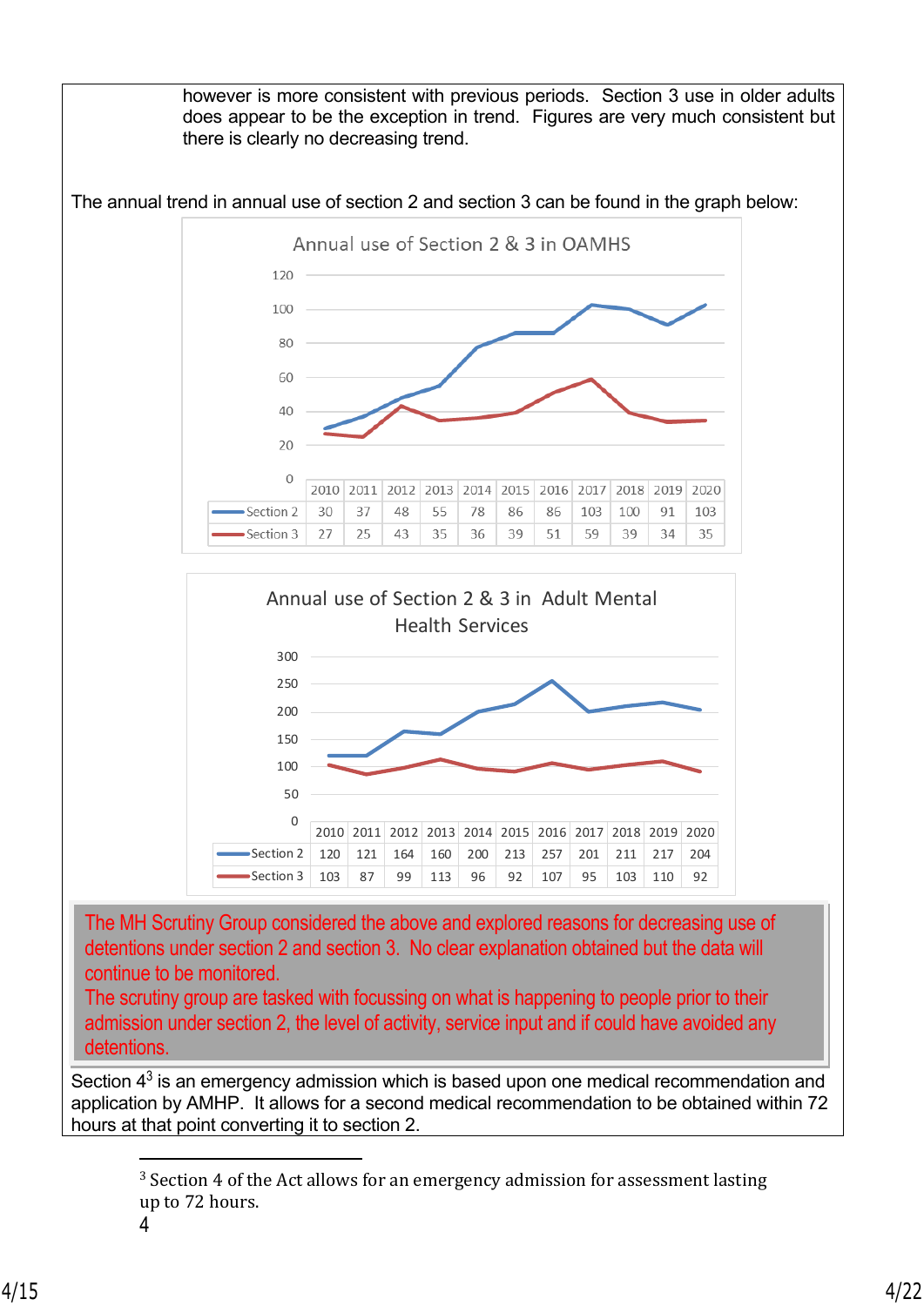however is more consistent with previous periods. Section 3 use in older adults does appear to be the exception in trend. Figures are very much consistent but there is clearly no decreasing trend.

The annual trend in annual use of section 2 and section 3 can be found in the graph below:

**Annual use of Section 2 & 3 in OAMHS**

| | 2010 | 2011 | 2012 | 2013 | 2014 | 2015 | 2016 | 2017 | 2018 | 2019 | 2020 |
|---|---|---|---|---|---|---|---|---|---|---|---|
| Section 2 | 30 | 37 | 48 | 55 | 78 | 86 | 86 | 103 | 100 | 91 | 103 |
| Section 3 | 27 | 25 | 43 | 35 | 36 | 39 | 51 | 59 | 39 | 34 | 35 |

**Annual use of Section 2 & 3 in Adult Mental Health Services**

| | 2010 | 2011 | 2012 | 2013 | 2014 | 2015 | 2016 | 2017 | 2018 | 2019 | 2020 |
|---|---|---|---|---|---|---|---|---|---|---|---|
| Section 2 | 120 | 121 | 164 | 160 | 200 | 213 | 257 | 201 | 211 | 217 | 204 |
| Section 3 | 103 | 87 | 99 | 113 | 96 | 92 | 107 | 95 | 103 | 110 | 92 |

The MH Scrutiny Group considered the above and explored reasons for decreasing use of detentions under section 2 and section 3. No clear explanation obtained but the data will continue to be monitored.
The scrutiny group are tasked with focussing on what is happening to people prior to their admission under section 2, the level of activity, service input and if could have avoided any detentions.

Section 4[3] is an emergency admission which is based upon one medical recommendation and application by AMHP. It allows for a second medical recommendation to be obtained within 72 hours at that point converting it to section 2.

[3] Section 4 of the Act allows for an emergency admission for assessment lasting up to 72 hours.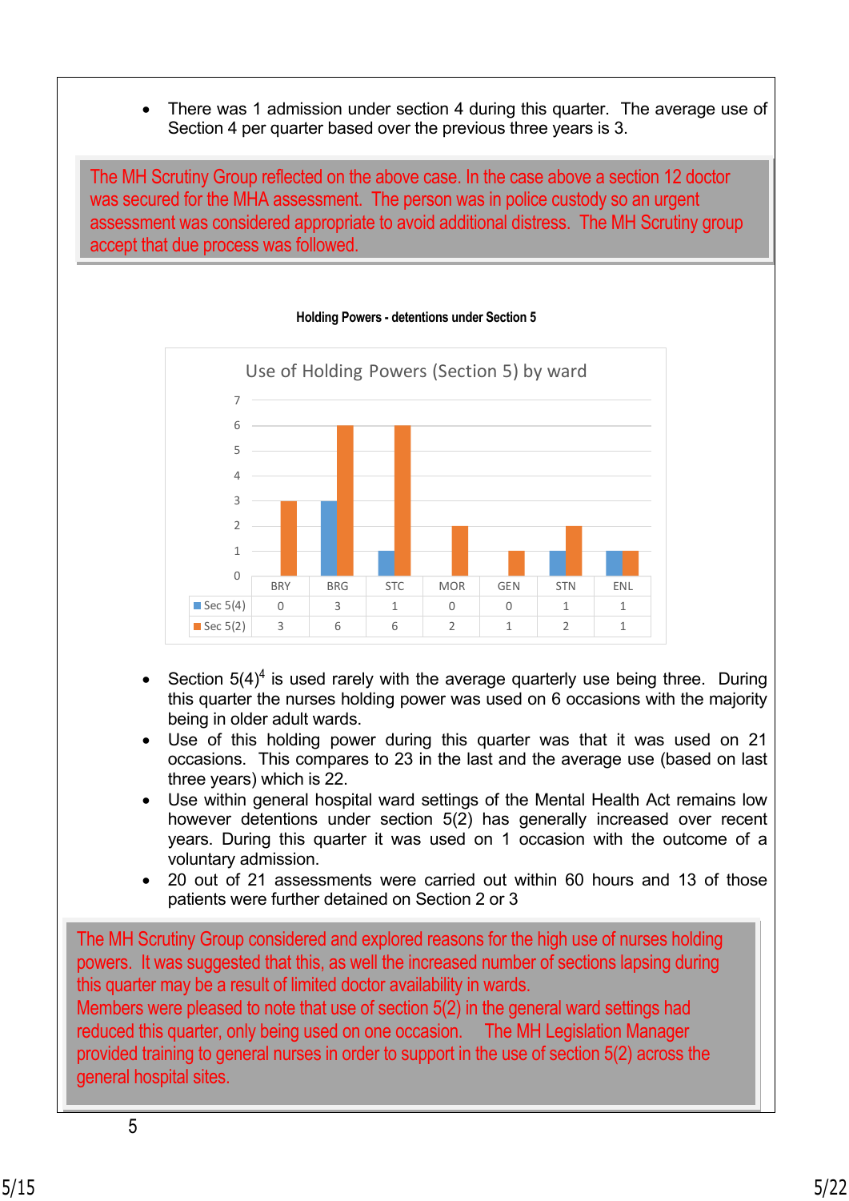- There was 1 admission under section 4 during this quarter. The average use of Section 4 per quarter based over the previous three years is 3.

> The MH Scrutiny Group reflected on the above case. In the case above a section 12 doctor was secured for the MHA assessment. The person was in police custody so an urgent assessment was considered appropriate to avoid additional distress. The MH Scrutiny group accept that due process was followed.

**Holding Powers - detentions under Section 5**

Use of Holding Powers (Section 5) by ward

| | BRY | BRG | STC | MOR | GEN | STN | ENL |
|---|---|---|---|---|---|---|---|
| Sec 5(4) | 0 | 3 | 1 | 0 | 0 | 1 | 1 |
| Sec 5(2) | 3 | 6 | 6 | 2 | 1 | 2 | 1 |

- Section 5(4)[4] is used rarely with the average quarterly use being three. During this quarter the nurses holding power was used on 6 occasions with the majority being in older adult wards.
- Use of this holding power during this quarter was that it was used on 21 occasions. This compares to 23 in the last and the average use (based on last three years) which is 22.
- Use within general hospital ward settings of the Mental Health Act remains low however detentions under section 5(2) has generally increased over recent years. During this quarter it was used on 1 occasion with the outcome of a voluntary admission.
- 20 out of 21 assessments were carried out within 60 hours and 13 of those patients were further detained on Section 2 or 3

> The MH Scrutiny Group considered and explored reasons for the high use of nurses holding powers. It was suggested that this, as well the increased number of sections lapsing during this quarter may be a result of limited doctor availability in wards.
> Members were pleased to note that use of section 5(2) in the general ward settings had reduced this quarter, only being used on one occasion. The MH Legislation Manager provided training to general nurses in order to support in the use of section 5(2) across the general hospital sites.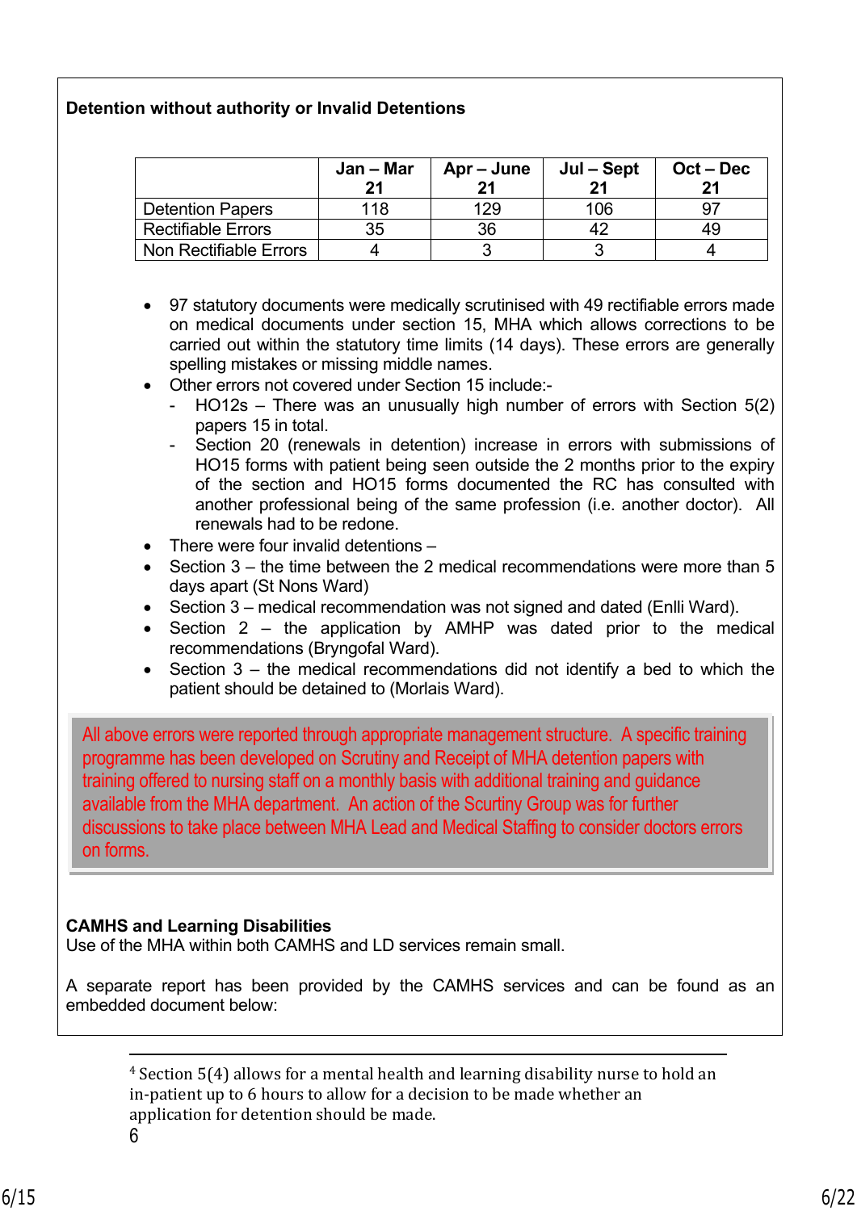**Detention without authority or Invalid Detentions**

| | Jan – Mar 21 | Apr – June 21 | Jul – Sept 21 | Oct – Dec 21 |
|---|---|---|---|---|
| Detention Papers | 118 | 129 | 106 | 97 |
| Rectifiable Errors | 35 | 36 | 42 | 49 |
| Non Rectifiable Errors | 4 | 3 | 3 | 4 |

- 97 statutory documents were medically scrutinised with 49 rectifiable errors made on medical documents under section 15, MHA which allows corrections to be carried out within the statutory time limits (14 days). These errors are generally spelling mistakes or missing middle names.
- Other errors not covered under Section 15 include:-
  - HO12s – There was an unusually high number of errors with Section 5(2) papers 15 in total.
  - Section 20 (renewals in detention) increase in errors with submissions of HO15 forms with patient being seen outside the 2 months prior to the expiry of the section and HO15 forms documented the RC has consulted with another professional being of the same profession (i.e. another doctor). All renewals had to be redone.
- There were four invalid detentions –
- Section 3 – the time between the 2 medical recommendations were more than 5 days apart (St Nons Ward)
- Section 3 – medical recommendation was not signed and dated (Enlli Ward).
- Section 2 – the application by AMHP was dated prior to the medical recommendations (Bryngofal Ward).
- Section 3 – the medical recommendations did not identify a bed to which the patient should be detained to (Morlais Ward).

All above errors were reported through appropriate management structure. A specific training programme has been developed on Scrutiny and Receipt of MHA detention papers with training offered to nursing staff on a monthly basis with additional training and guidance available from the MHA department. An action of the Scurtiny Group was for further discussions to take place between MHA Lead and Medical Staffing to consider doctors errors on forms.

**CAMHS and Learning Disabilities**

Use of the MHA within both CAMHS and LD services remain small.

A separate report has been provided by the CAMHS services and can be found as an embedded document below:

[4] Section 5(4) allows for a mental health and learning disability nurse to hold an in-patient up to 6 hours to allow for a decision to be made whether an application for detention should be made.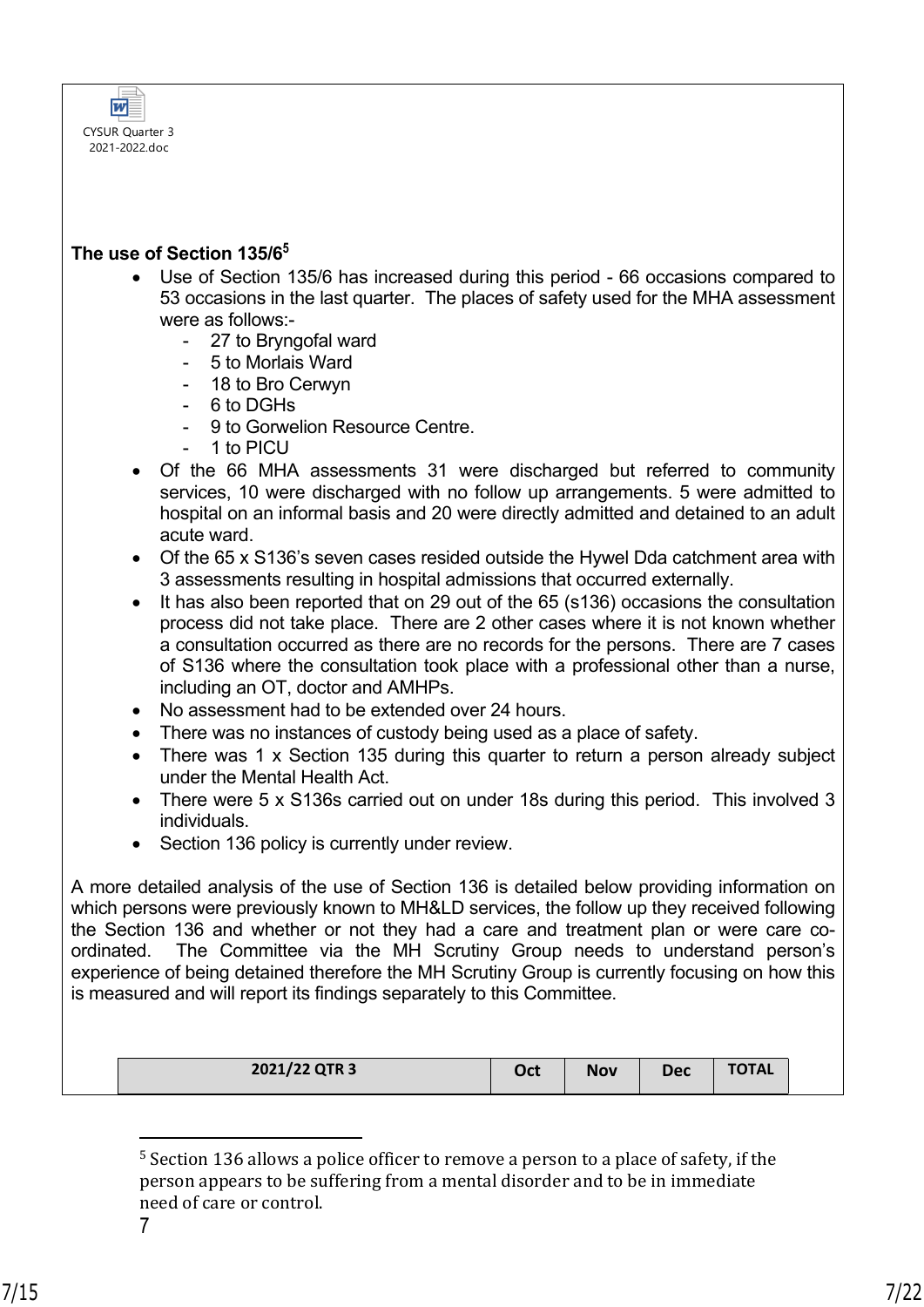CYSUR Quarter 3 2021-2022.doc

**The use of Section 135/6**[5]

- Use of Section 135/6 has increased during this period - 66 occasions compared to 53 occasions in the last quarter. The places of safety used for the MHA assessment were as follows:-
  - 27 to Bryngofal ward
  - 5 to Morlais Ward
  - 18 to Bro Cerwyn
  - 6 to DGHs
  - 9 to Gorwelion Resource Centre.
  - 1 to PICU
- Of the 66 MHA assessments 31 were discharged but referred to community services, 10 were discharged with no follow up arrangements. 5 were admitted to hospital on an informal basis and 20 were directly admitted and detained to an adult acute ward.
- Of the 65 x S136's seven cases resided outside the Hywel Dda catchment area with 3 assessments resulting in hospital admissions that occurred externally.
- It has also been reported that on 29 out of the 65 (s136) occasions the consultation process did not take place. There are 2 other cases where it is not known whether a consultation occurred as there are no records for the persons. There are 7 cases of S136 where the consultation took place with a professional other than a nurse, including an OT, doctor and AMHPs.
- No assessment had to be extended over 24 hours.
- There was no instances of custody being used as a place of safety.
- There was 1 x Section 135 during this quarter to return a person already subject under the Mental Health Act.
- There were 5 x S136s carried out on under 18s during this period. This involved 3 individuals.
- Section 136 policy is currently under review.

A more detailed analysis of the use of Section 136 is detailed below providing information on which persons were previously known to MH&LD services, the follow up they received following the Section 136 and whether or not they had a care and treatment plan or were care co-ordinated. The Committee via the MH Scrutiny Group needs to understand person's experience of being detained therefore the MH Scrutiny Group is currently focusing on how this is measured and will report its findings separately to this Committee.

| 2021/22 QTR 3 | Oct | Nov | Dec | TOTAL |
|---|---|---|---|---|

[5] Section 136 allows a police officer to remove a person to a place of safety, if the person appears to be suffering from a mental disorder and to be in immediate need of care or control.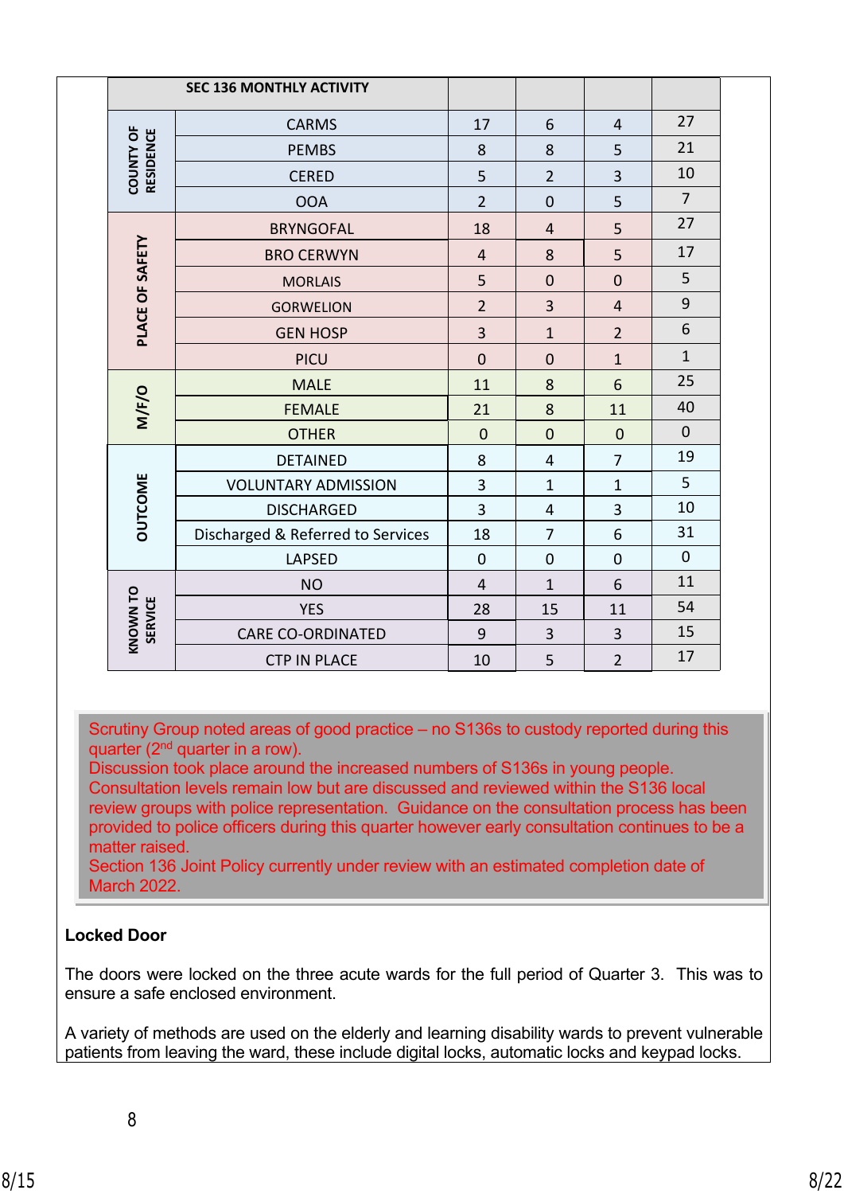| SEC 136 MONTHLY ACTIVITY | | | | | |
|---|---|---|---|---|---|
| COUNTY OF RESIDENCE | CARMS | 17 | 6 | 4 | 27 |
| | PEMBS | 8 | 8 | 5 | 21 |
| | CERED | 5 | 2 | 3 | 10 |
| | OOA | 2 | 0 | 5 | 7 |
| PLACE OF SAFETY | BRYNGOFAL | 18 | 4 | 5 | 27 |
| | BRO CERWYN | 4 | 8 | 5 | 17 |
| | MORLAIS | 5 | 0 | 0 | 5 |
| | GORWELION | 2 | 3 | 4 | 9 |
| | GEN HOSP | 3 | 1 | 2 | 6 |
| | PICU | 0 | 0 | 1 | 1 |
| M/F/O | MALE | 11 | 8 | 6 | 25 |
| | FEMALE | 21 | 8 | 11 | 40 |
| | OTHER | 0 | 0 | 0 | 0 |
| OUTCOME | DETAINED | 8 | 4 | 7 | 19 |
| | VOLUNTARY ADMISSION | 3 | 1 | 1 | 5 |
| | DISCHARGED | 3 | 4 | 3 | 10 |
| | Discharged & Referred to Services | 18 | 7 | 6 | 31 |
| | LAPSED | 0 | 0 | 0 | 0 |
| KNOWN TO SERVICE | NO | 4 | 1 | 6 | 11 |
| | YES | 28 | 15 | 11 | 54 |
| | CARE CO-ORDINATED | 9 | 3 | 3 | 15 |
| | CTP IN PLACE | 10 | 5 | 2 | 17 |

Scrutiny Group noted areas of good practice – no S136s to custody reported during this quarter (2nd quarter in a row).
Discussion took place around the increased numbers of S136s in young people.
Consultation levels remain low but are discussed and reviewed within the S136 local review groups with police representation. Guidance on the consultation process has been provided to police officers during this quarter however early consultation continues to be a matter raised.
Section 136 Joint Policy currently under review with an estimated completion date of March 2022.

**Locked Door**

The doors were locked on the three acute wards for the full period of Quarter 3. This was to ensure a safe enclosed environment.

A variety of methods are used on the elderly and learning disability wards to prevent vulnerable patients from leaving the ward, these include digital locks, automatic locks and keypad locks.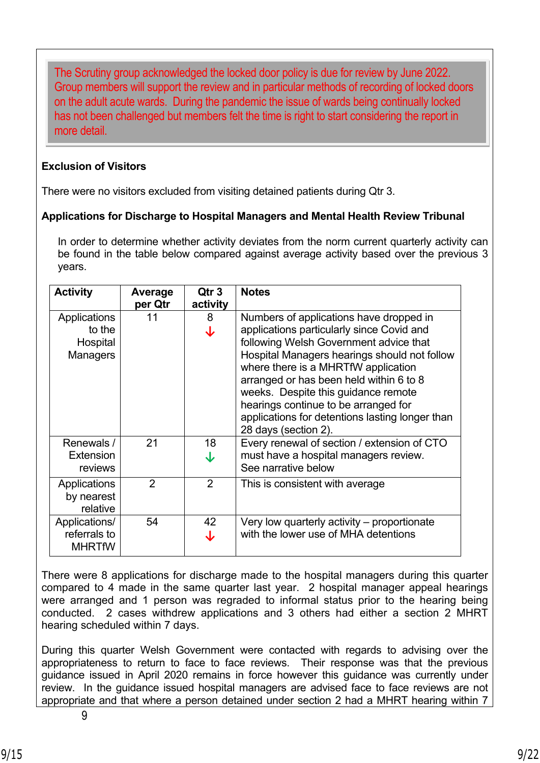> The Scrutiny group acknowledged the locked door policy is due for review by June 2022. Group members will support the review and in particular methods of recording of locked doors on the adult acute wards. During the pandemic the issue of wards being continually locked has not been challenged but members felt the time is right to start considering the report in more detail.

**Exclusion of Visitors**

There were no visitors excluded from visiting detained patients during Qtr 3.

**Applications for Discharge to Hospital Managers and Mental Health Review Tribunal**

In order to determine whether activity deviates from the norm current quarterly activity can be found in the table below compared against average activity based over the previous 3 years.

| Activity | Average per Qtr | Qtr 3 activity | Notes |
|---|---|---|---|
| Applications to the Hospital Managers | 11 | 8 ↓ | Numbers of applications have dropped in applications particularly since Covid and following Welsh Government advice that Hospital Managers hearings should not follow where there is a MHRTfW application arranged or has been held within 6 to 8 weeks. Despite this guidance remote hearings continue to be arranged for applications for detentions lasting longer than 28 days (section 2). |
| Renewals / Extension reviews | 21 | 18 ↓ | Every renewal of section / extension of CTO must have a hospital managers review. See narrative below |
| Applications by nearest relative | 2 | 2 | This is consistent with average |
| Applications/ referrals to MHRTfW | 54 | 42 ↓ | Very low quarterly activity – proportionate with the lower use of MHA detentions |

There were 8 applications for discharge made to the hospital managers during this quarter compared to 4 made in the same quarter last year. 2 hospital manager appeal hearings were arranged and 1 person was regraded to informal status prior to the hearing being conducted. 2 cases withdrew applications and 3 others had either a section 2 MHRT hearing scheduled within 7 days.

During this quarter Welsh Government were contacted with regards to advising over the appropriateness to return to face to face reviews. Their response was that the previous guidance issued in April 2020 remains in force however this guidance was currently under review. In the guidance issued hospital managers are advised face to face reviews are not appropriate and that where a person detained under section 2 had a MHRT hearing within 7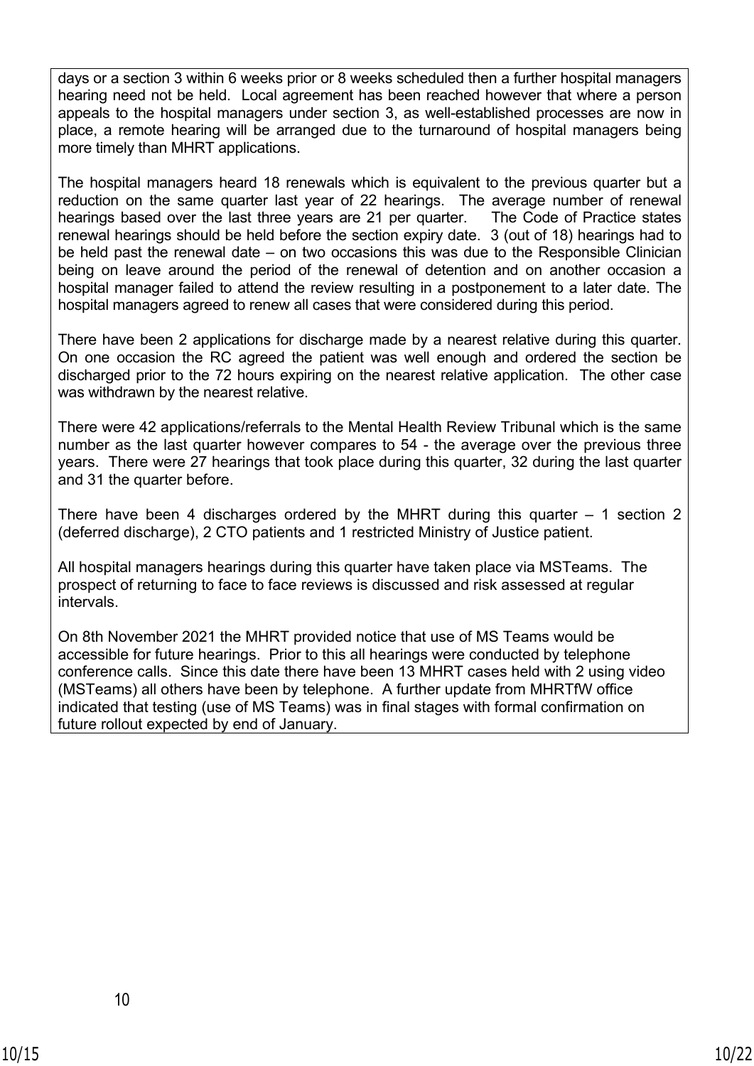days or a section 3 within 6 weeks prior or 8 weeks scheduled then a further hospital managers hearing need not be held. Local agreement has been reached however that where a person appeals to the hospital managers under section 3, as well-established processes are now in place, a remote hearing will be arranged due to the turnaround of hospital managers being more timely than MHRT applications.

The hospital managers heard 18 renewals which is equivalent to the previous quarter but a reduction on the same quarter last year of 22 hearings. The average number of renewal hearings based over the last three years are 21 per quarter. The Code of Practice states renewal hearings should be held before the section expiry date. 3 (out of 18) hearings had to be held past the renewal date – on two occasions this was due to the Responsible Clinician being on leave around the period of the renewal of detention and on another occasion a hospital manager failed to attend the review resulting in a postponement to a later date. The hospital managers agreed to renew all cases that were considered during this period.

There have been 2 applications for discharge made by a nearest relative during this quarter. On one occasion the RC agreed the patient was well enough and ordered the section be discharged prior to the 72 hours expiring on the nearest relative application. The other case was withdrawn by the nearest relative.

There were 42 applications/referrals to the Mental Health Review Tribunal which is the same number as the last quarter however compares to 54 - the average over the previous three years. There were 27 hearings that took place during this quarter, 32 during the last quarter and 31 the quarter before.

There have been 4 discharges ordered by the MHRT during this quarter – 1 section 2 (deferred discharge), 2 CTO patients and 1 restricted Ministry of Justice patient.

All hospital managers hearings during this quarter have taken place via MSTeams. The prospect of returning to face to face reviews is discussed and risk assessed at regular intervals.

On 8th November 2021 the MHRT provided notice that use of MS Teams would be accessible for future hearings. Prior to this all hearings were conducted by telephone conference calls. Since this date there have been 13 MHRT cases held with 2 using video (MSTeams) all others have been by telephone. A further update from MHRTfW office indicated that testing (use of MS Teams) was in final stages with formal confirmation on future rollout expected by end of January.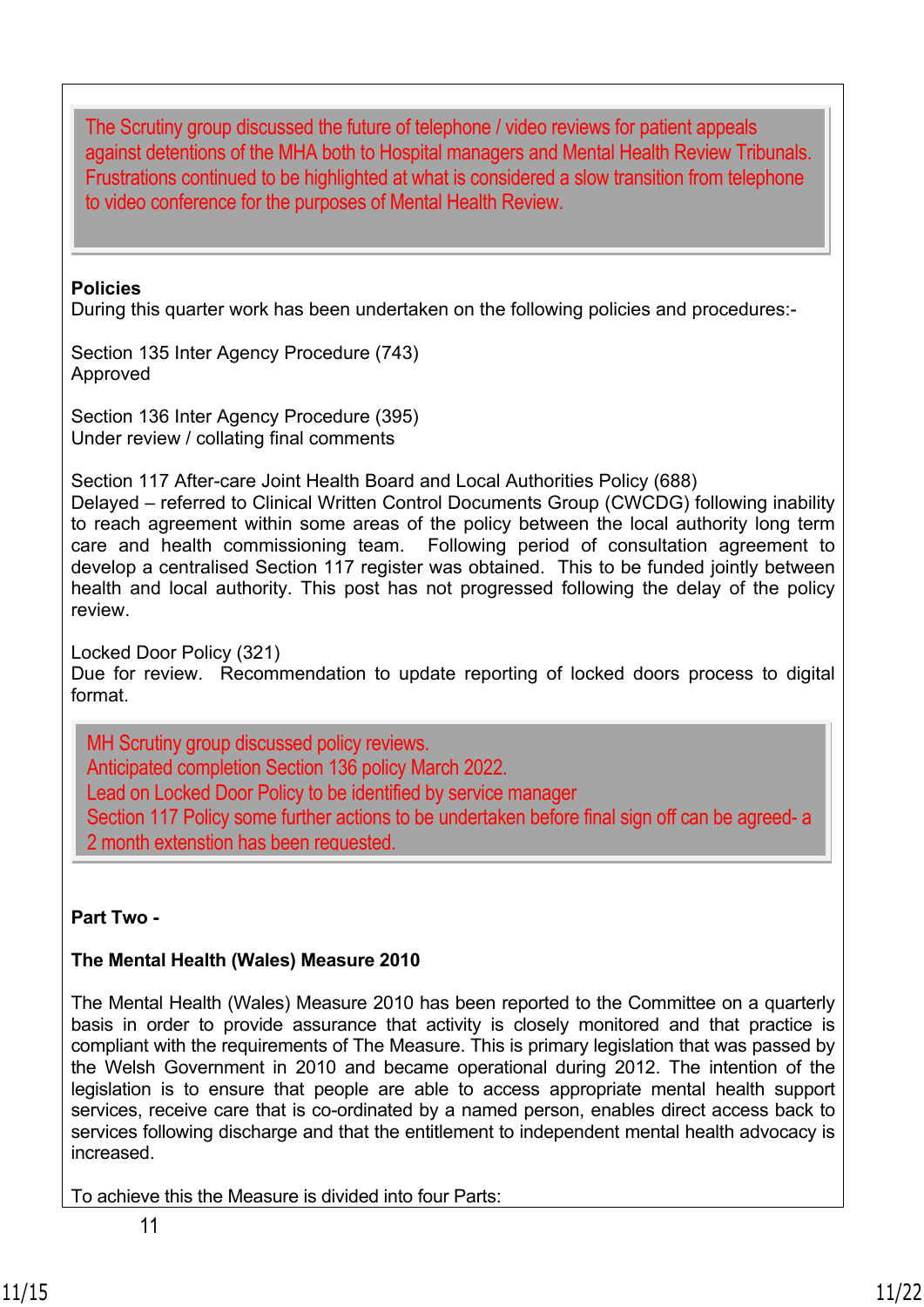The Scrutiny group discussed the future of telephone / video reviews for patient appeals against detentions of the MHA both to Hospital managers and Mental Health Review Tribunals. Frustrations continued to be highlighted at what is considered a slow transition from telephone to video conference for the purposes of Mental Health Review.

**Policies**
During this quarter work has been undertaken on the following policies and procedures:-

Section 135 Inter Agency Procedure (743)
Approved

Section 136 Inter Agency Procedure (395)
Under review / collating final comments

Section 117 After-care Joint Health Board and Local Authorities Policy (688)
Delayed – referred to Clinical Written Control Documents Group (CWCDG) following inability to reach agreement within some areas of the policy between the local authority long term care and health commissioning team. Following period of consultation agreement to develop a centralised Section 117 register was obtained. This to be funded jointly between health and local authority. This post has not progressed following the delay of the policy review.

Locked Door Policy (321)
Due for review. Recommendation to update reporting of locked doors process to digital format.

MH Scrutiny group discussed policy reviews.
Anticipated completion Section 136 policy March 2022.
Lead on Locked Door Policy to be identified by service manager
Section 117 Policy some further actions to be undertaken before final sign off can be agreed- a 2 month extension has been requested.

**Part Two -**

**The Mental Health (Wales) Measure 2010**

The Mental Health (Wales) Measure 2010 has been reported to the Committee on a quarterly basis in order to provide assurance that activity is closely monitored and that practice is compliant with the requirements of The Measure. This is primary legislation that was passed by the Welsh Government in 2010 and became operational during 2012. The intention of the legislation is to ensure that people are able to access appropriate mental health support services, receive care that is co-ordinated by a named person, enables direct access back to services following discharge and that the entitlement to independent mental health advocacy is increased.

To achieve this the Measure is divided into four Parts: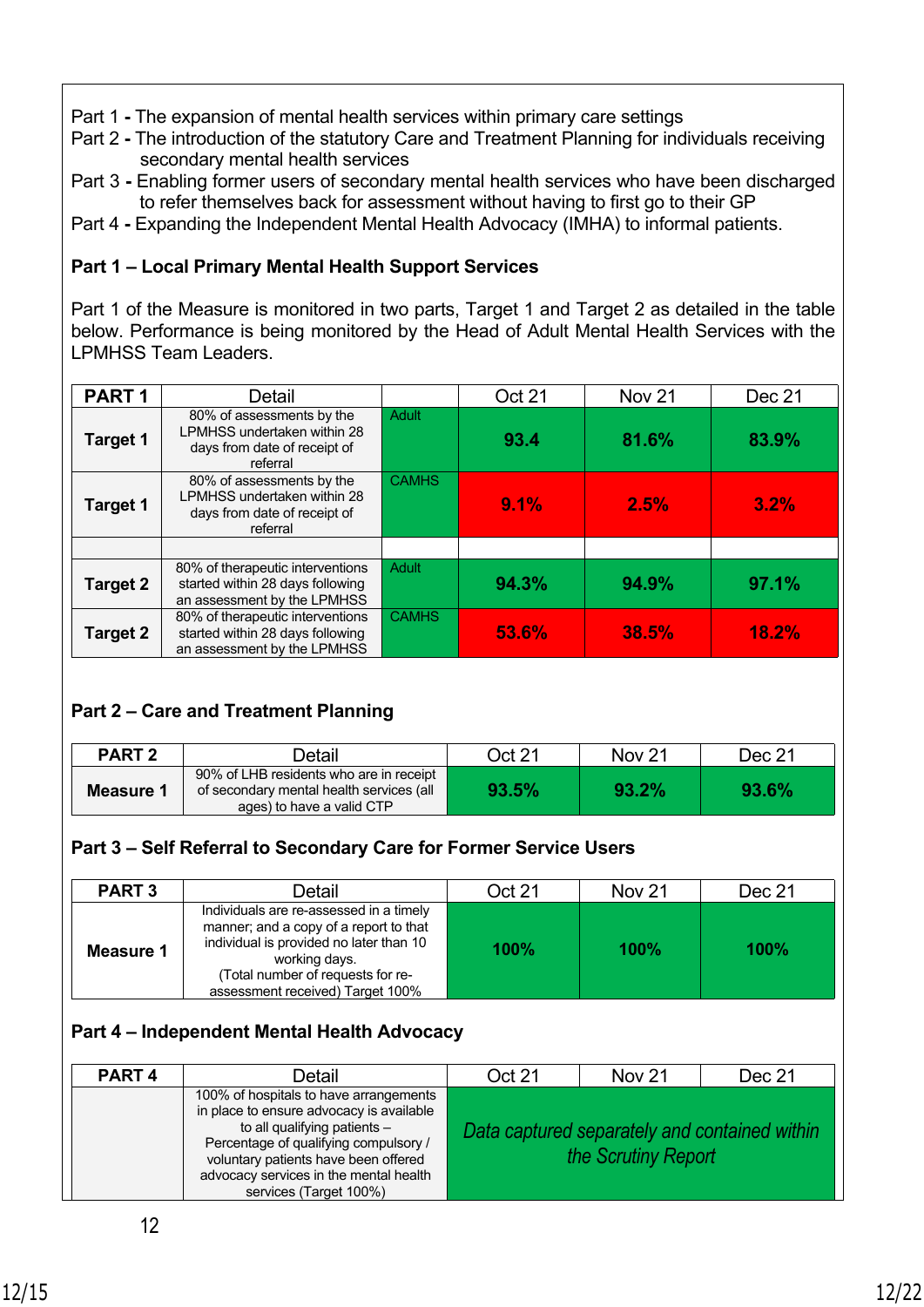Part 1 **-** The expansion of mental health services within primary care settings
Part 2 **-** The introduction of the statutory Care and Treatment Planning for individuals receiving secondary mental health services
Part 3 **-** Enabling former users of secondary mental health services who have been discharged to refer themselves back for assessment without having to first go to their GP
Part 4 **-** Expanding the Independent Mental Health Advocacy (IMHA) to informal patients.

**Part 1 – Local Primary Mental Health Support Services**

Part 1 of the Measure is monitored in two parts, Target 1 and Target 2 as detailed in the table below. Performance is being monitored by the Head of Adult Mental Health Services with the LPMHSS Team Leaders.

| PART 1 | Detail | | Oct 21 | Nov 21 | Dec 21 |
|---|---|---|---|---|---|
| **Target 1** | 80% of assessments by the LPMHSS undertaken within 28 days from date of receipt of referral | Adult | **93.4** | **81.6%** | **83.9%** |
| **Target 1** | 80% of assessments by the LPMHSS undertaken within 28 days from date of receipt of referral | CAMHS | **9.1%** | **2.5%** | **3.2%** |
| | | | | | |
| **Target 2** | 80% of therapeutic interventions started within 28 days following an assessment by the LPMHSS | Adult | **94.3%** | **94.9%** | **97.1%** |
| **Target 2** | 80% of therapeutic interventions started within 28 days following an assessment by the LPMHSS | CAMHS | **53.6%** | **38.5%** | **18.2%** |

**Part 2 – Care and Treatment Planning**

| PART 2 | Detail | Oct 21 | Nov 21 | Dec 21 |
|---|---|---|---|---|
| **Measure 1** | 90% of LHB residents who are in receipt of secondary mental health services (all ages) to have a valid CTP | **93.5%** | **93.2%** | **93.6%** |

**Part 3 – Self Referral to Secondary Care for Former Service Users**

| PART 3 | Detail | Oct 21 | Nov 21 | Dec 21 |
|---|---|---|---|---|
| **Measure 1** | Individuals are re-assessed in a timely manner; and a copy of a report to that individual is provided no later than 10 working days. (Total number of requests for re-assessment received) Target 100% | **100%** | **100%** | **100%** |

**Part 4 – Independent Mental Health Advocacy**

| PART 4 | Detail | Oct 21 | Nov 21 | Dec 21 |
|---|---|---|---|---|
| | 100% of hospitals to have arrangements in place to ensure advocacy is available to all qualifying patients – Percentage of qualifying compulsory / voluntary patients have been offered advocacy services in the mental health services (Target 100%) | *Data captured separately and contained within the Scrutiny Report* | | |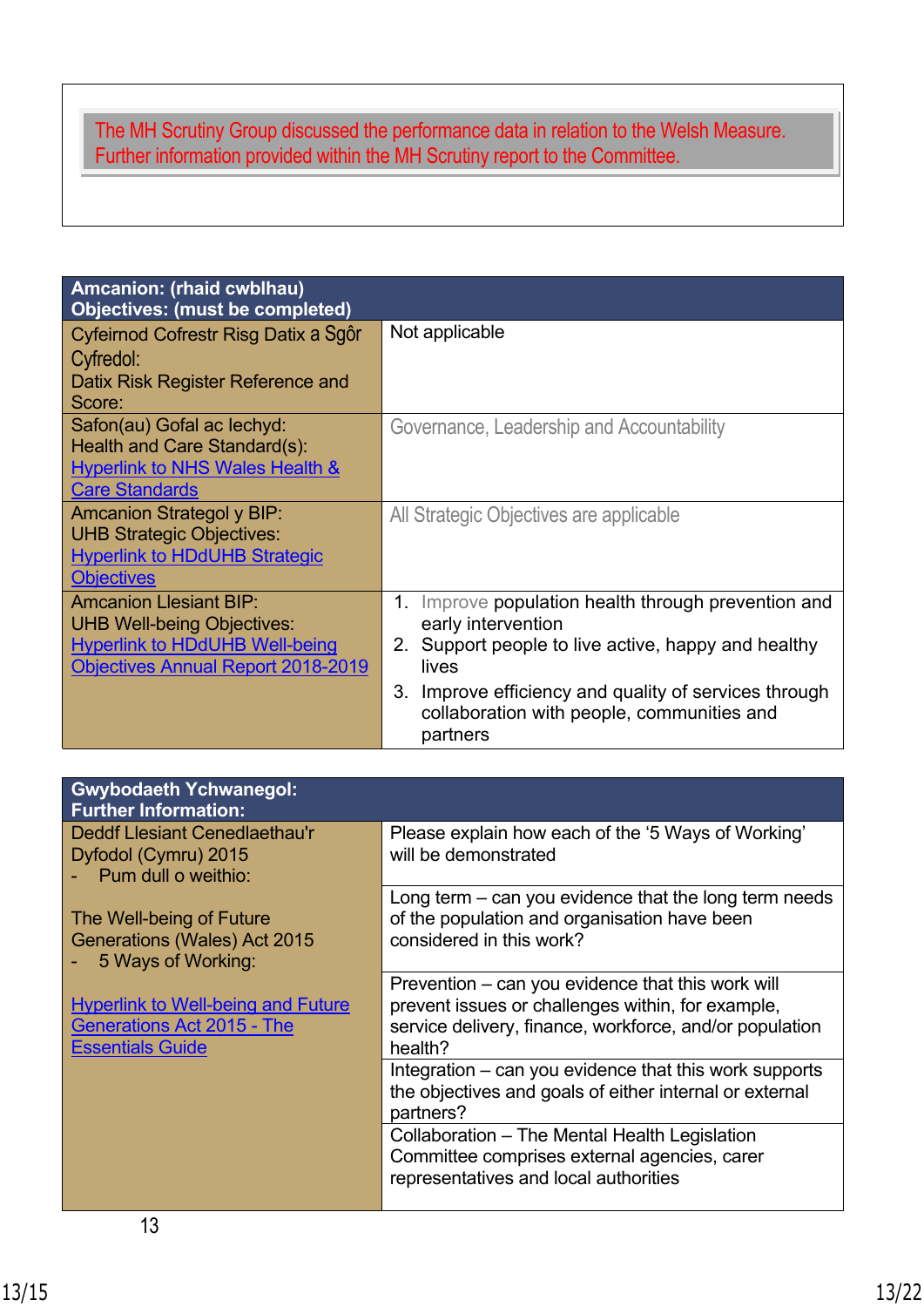The MH Scrutiny Group discussed the performance data in relation to the Welsh Measure. Further information provided within the MH Scrutiny report to the Committee.

| **Amcanion: (rhaid cwblhau)<br>Objectives: (must be completed)** | |
|---|---|
| Cyfeirnod Cofrestr Risg Datix a Sgôr Cyfredol:<br>Datix Risk Register Reference and Score: | Not applicable |
| Safon(au) Gofal ac Iechyd:<br>Health and Care Standard(s):<br>Hyperlink to NHS Wales Health & Care Standards | Governance, Leadership and Accountability |
| Amcanion Strategol y BIP:<br>UHB Strategic Objectives:<br>Hyperlink to HDdUHB Strategic Objectives | All Strategic Objectives are applicable |
| Amcanion Llesiant BIP:<br>UHB Well-being Objectives:<br>Hyperlink to HDdUHB Well-being Objectives Annual Report 2018-2019 | 1. Improve population health through prevention and early intervention<br>2. Support people to live active, happy and healthy lives<br>3. Improve efficiency and quality of services through collaboration with people, communities and partners |

| **Gwybodaeth Ychwanegol:<br>Further Information:** | |
|---|---|
| Deddf Llesiant Cenedlaethau'r Dyfodol (Cymru) 2015<br>- Pum dull o weithio:<br><br>The Well-being of Future Generations (Wales) Act 2015<br>- 5 Ways of Working:<br><br>Hyperlink to Well-being and Future Generations Act 2015 - The Essentials Guide | Please explain how each of the '5 Ways of Working' will be demonstrated |
| | Long term – can you evidence that the long term needs of the population and organisation have been considered in this work? |
| | Prevention – can you evidence that this work will prevent issues or challenges within, for example, service delivery, finance, workforce, and/or population health? |
| | Integration – can you evidence that this work supports the objectives and goals of either internal or external partners? |
| | Collaboration – The Mental Health Legislation Committee comprises external agencies, carer representatives and local authorities |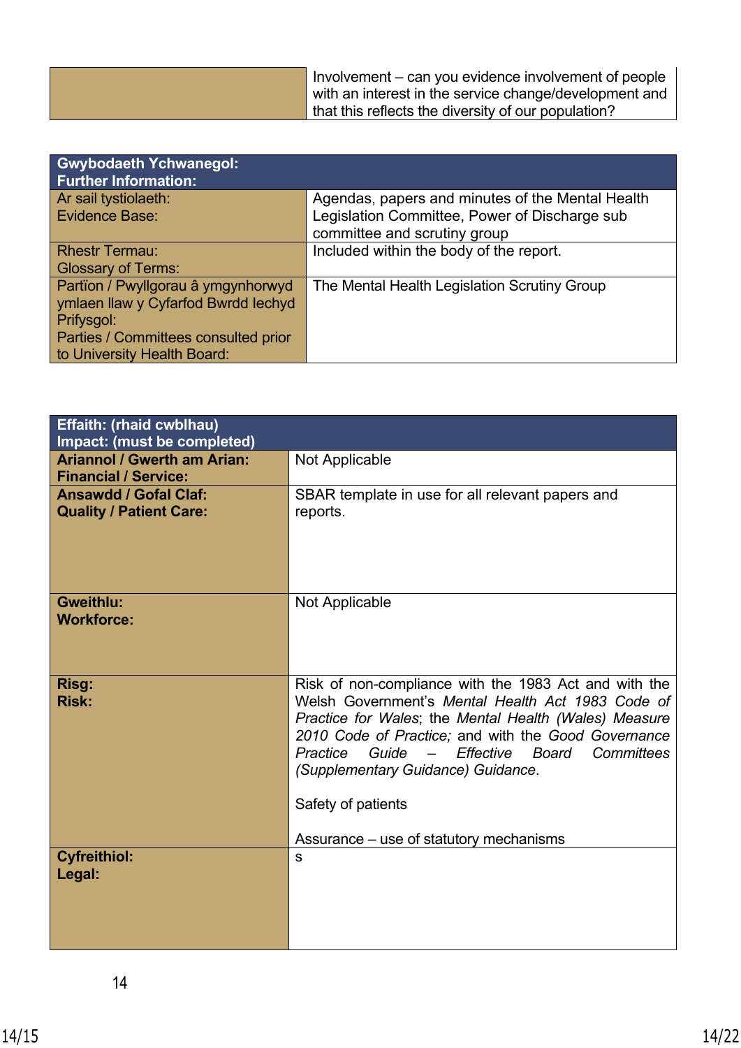| | Involvement – can you evidence involvement of people with an interest in the service change/development and that this reflects the diversity of our population? |
|---|---|

| **Gwybodaeth Ychwanegol:<br>Further Information:** | |
|---|---|
| Ar sail tystiolaeth:<br>Evidence Base: | Agendas, papers and minutes of the Mental Health Legislation Committee, Power of Discharge sub committee and scrutiny group |
| Rhestr Termau:<br>Glossary of Terms: | Included within the body of the report. |
| Partïon / Pwyllgorau â ymgynhorwyd ymlaen llaw y Cyfarfod Bwrdd Iechyd Prifysgol:<br>Parties / Committees consulted prior to University Health Board: | The Mental Health Legislation Scrutiny Group |

| **Effaith: (rhaid cwblhau)<br>Impact: (must be completed)** | |
|---|---|
| **Ariannol / Gwerth am Arian:<br>Financial / Service:** | Not Applicable |
| **Ansawdd / Gofal Claf:<br>Quality / Patient Care:** | SBAR template in use for all relevant papers and reports. |
| **Gweithlu:<br>Workforce:** | Not Applicable |
| **Risg:<br>Risk:** | Risk of non-compliance with the 1983 Act and with the Welsh Government's *Mental Health Act 1983 Code of Practice for Wales*; the *Mental Health (Wales) Measure 2010 Code of Practice;* and with the *Good Governance Practice Guide – Effective Board Committees (Supplementary Guidance) Guidance*.<br><br>Safety of patients<br><br>Assurance – use of statutory mechanisms |
| **Cyfreithiol:<br>Legal:** | s |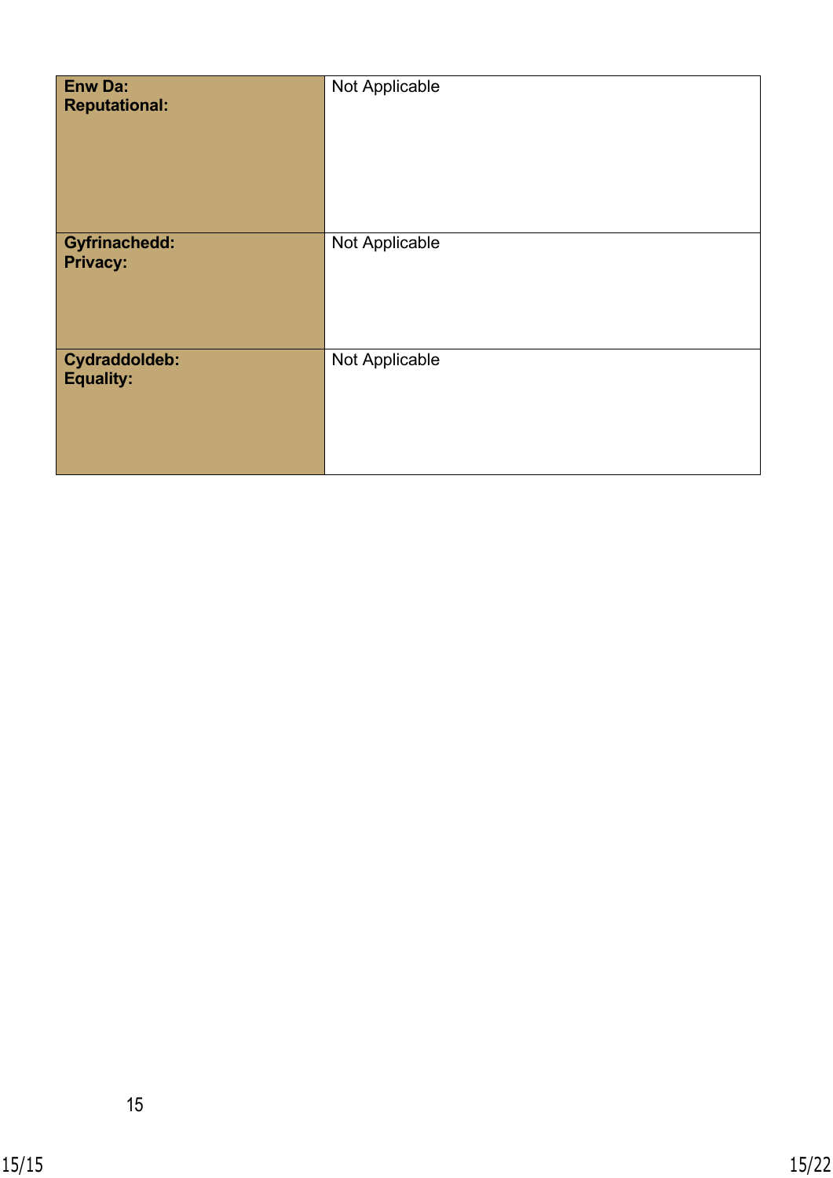| | |
|---|---|
| **Enw Da:**<br>**Reputational:** | Not Applicable |
| **Gyfrinachedd:**<br>**Privacy:** | Not Applicable |
| **Cydraddoldeb:**<br>**Equality:** | Not Applicable |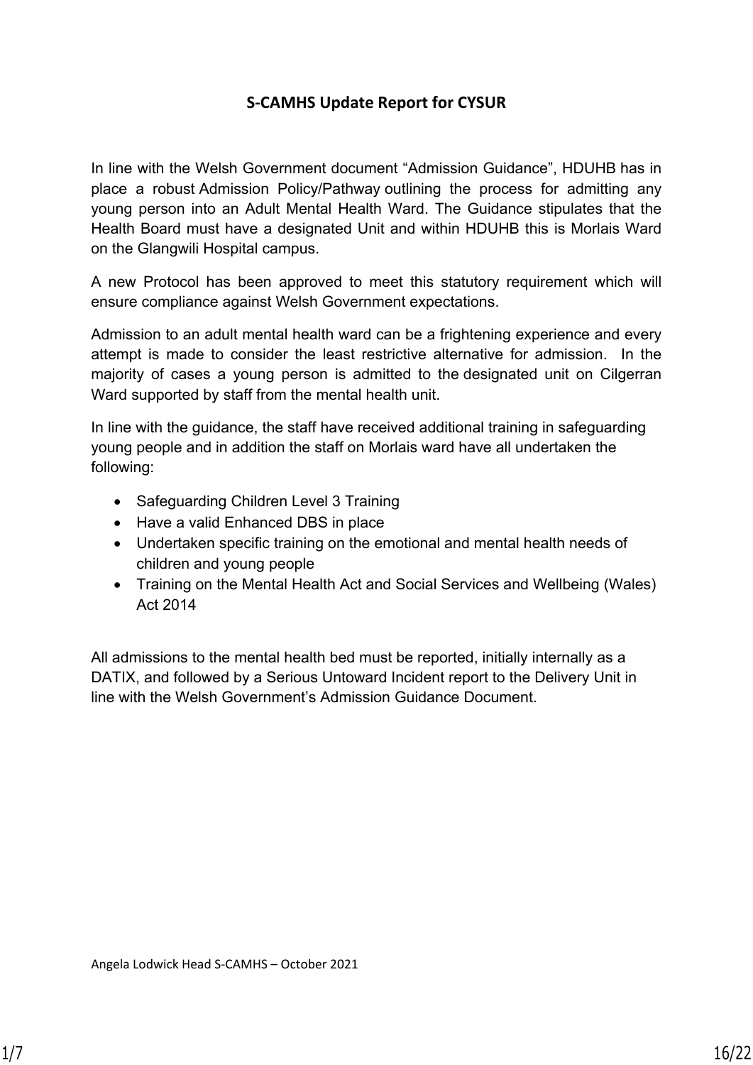# S-CAMHS Update Report for CYSUR

In line with the Welsh Government document “Admission Guidance”, HDUHB has in place a robust Admission Policy/Pathway outlining the process for admitting any young person into an Adult Mental Health Ward. The Guidance stipulates that the Health Board must have a designated Unit and within HDUHB this is Morlais Ward on the Glangwili Hospital campus.

A new Protocol has been approved to meet this statutory requirement which will ensure compliance against Welsh Government expectations.

Admission to an adult mental health ward can be a frightening experience and every attempt is made to consider the least restrictive alternative for admission. In the majority of cases a young person is admitted to the designated unit on Cilgerran Ward supported by staff from the mental health unit.

In line with the guidance, the staff have received additional training in safeguarding young people and in addition the staff on Morlais ward have all undertaken the following:

- Safeguarding Children Level 3 Training
- Have a valid Enhanced DBS in place
- Undertaken specific training on the emotional and mental health needs of children and young people
- Training on the Mental Health Act and Social Services and Wellbeing (Wales) Act 2014

All admissions to the mental health bed must be reported, initially internally as a DATIX, and followed by a Serious Untoward Incident report to the Delivery Unit in line with the Welsh Government’s Admission Guidance Document.

Angela Lodwick Head S-CAMHS – October 2021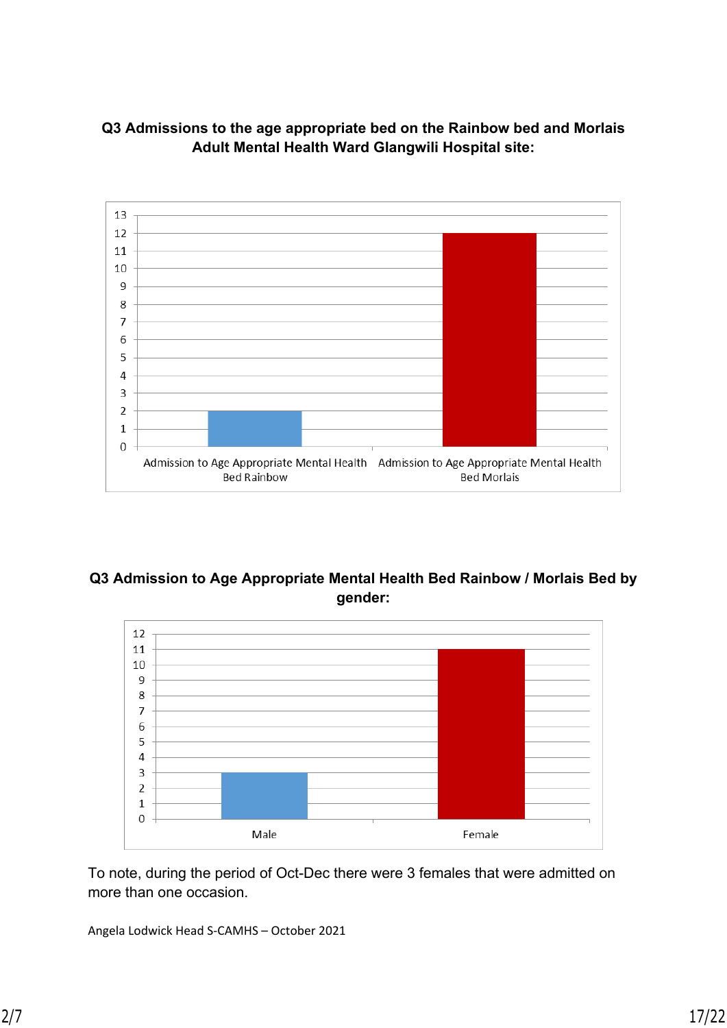**Q3 Admissions to the age appropriate bed on the Rainbow bed and Morlais Adult Mental Health Ward Glangwili Hospital site:**

| | Admissions |
|---|---|
| Admission to Age Appropriate Mental Health Bed Rainbow | 2 |
| Admission to Age Appropriate Mental Health Bed Morlais | 12 |

**Q3 Admission to Age Appropriate Mental Health Bed Rainbow / Morlais Bed by gender:**

| | Admissions |
|---|---|
| Male | 3 |
| Female | 11 |

To note, during the period of Oct-Dec there were 3 females that were admitted on more than one occasion.

Angela Lodwick Head S-CAMHS – October 2021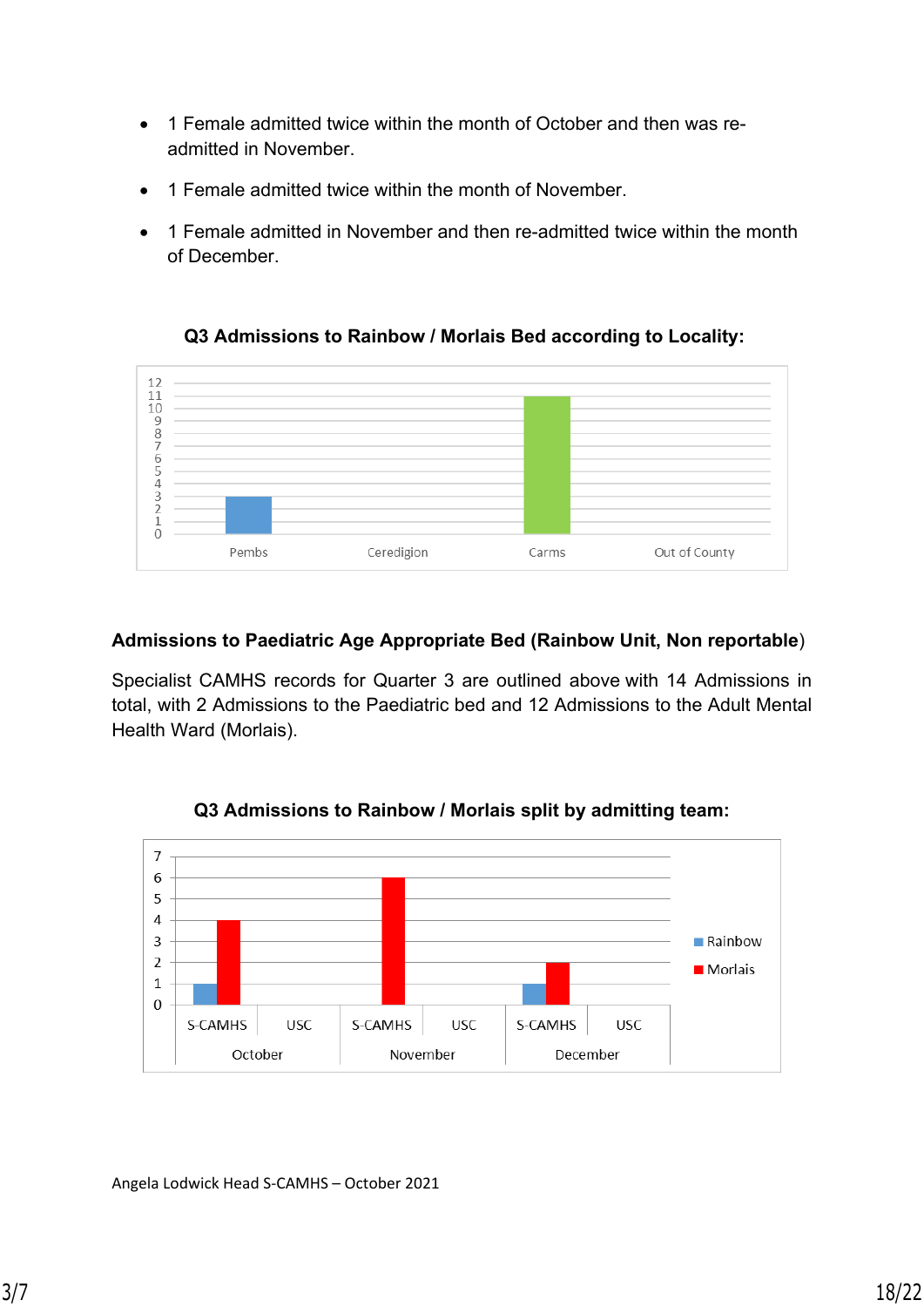- 1 Female admitted twice within the month of October and then was re-admitted in November.
- 1 Female admitted twice within the month of November.
- 1 Female admitted in November and then re-admitted twice within the month of December.

**Q3 Admissions to Rainbow / Morlais Bed according to Locality:**

| Locality | Admissions |
|---|---|
| Pembs | 3 |
| Ceredigion | 0 |
| Carms | 11 |
| Out of County | 0 |

**Admissions to Paediatric Age Appropriate Bed (Rainbow Unit, Non reportable)**

Specialist CAMHS records for Quarter 3 are outlined above with 14 Admissions in total, with 2 Admissions to the Paediatric bed and 12 Admissions to the Adult Mental Health Ward (Morlais).

**Q3 Admissions to Rainbow / Morlais split by admitting team:**

| Month | Team | Rainbow | Morlais |
|---|---|---|---|
| October | S-CAMHS | 1 | 4 |
| October | USC | 0 | 0 |
| November | S-CAMHS | 0 | 6 |
| November | USC | 0 | 0 |
| December | S-CAMHS | 1 | 2 |
| December | USC | 0 | 0 |

Angela Lodwick Head S-CAMHS – October 2021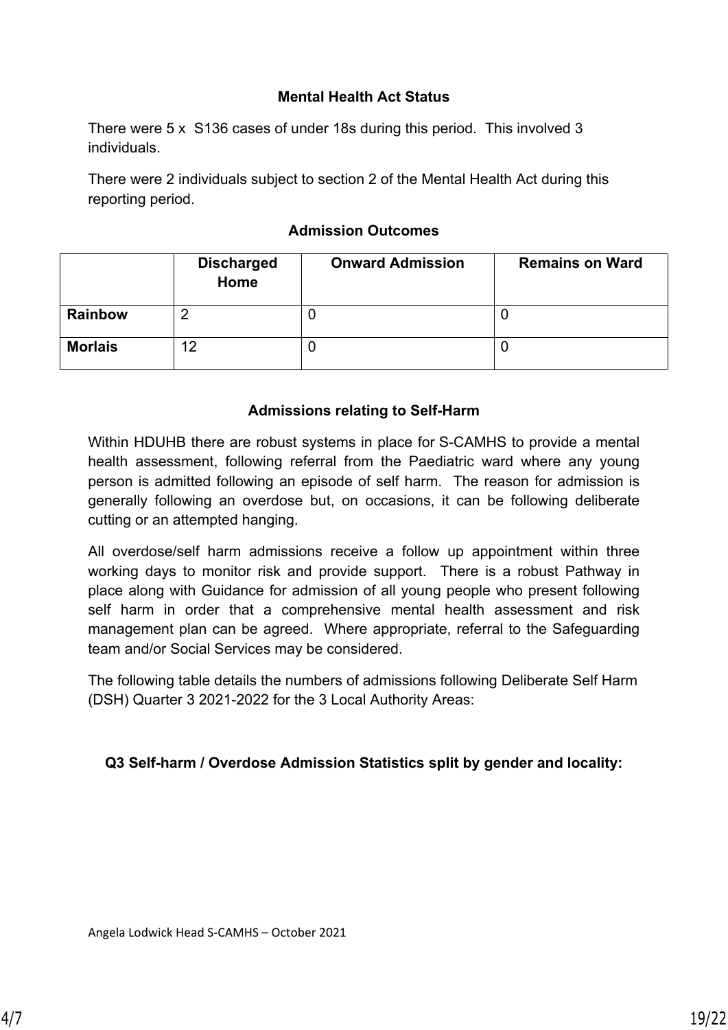**Mental Health Act Status**

There were 5 x S136 cases of under 18s during this period. This involved 3 individuals.

There were 2 individuals subject to section 2 of the Mental Health Act during this reporting period.

**Admission Outcomes**

| | Discharged Home | Onward Admission | Remains on Ward |
|---|---|---|---|
| **Rainbow** | 2 | 0 | 0 |
| **Morlais** | 12 | 0 | 0 |

**Admissions relating to Self-Harm**

Within HDUHB there are robust systems in place for S-CAMHS to provide a mental health assessment, following referral from the Paediatric ward where any young person is admitted following an episode of self harm. The reason for admission is generally following an overdose but, on occasions, it can be following deliberate cutting or an attempted hanging.

All overdose/self harm admissions receive a follow up appointment within three working days to monitor risk and provide support. There is a robust Pathway in place along with Guidance for admission of all young people who present following self harm in order that a comprehensive mental health assessment and risk management plan can be agreed. Where appropriate, referral to the Safeguarding team and/or Social Services may be considered.

The following table details the numbers of admissions following Deliberate Self Harm (DSH) Quarter 3 2021-2022 for the 3 Local Authority Areas:

**Q3 Self-harm / Overdose Admission Statistics split by gender and locality:**

Angela Lodwick Head S-CAMHS – October 2021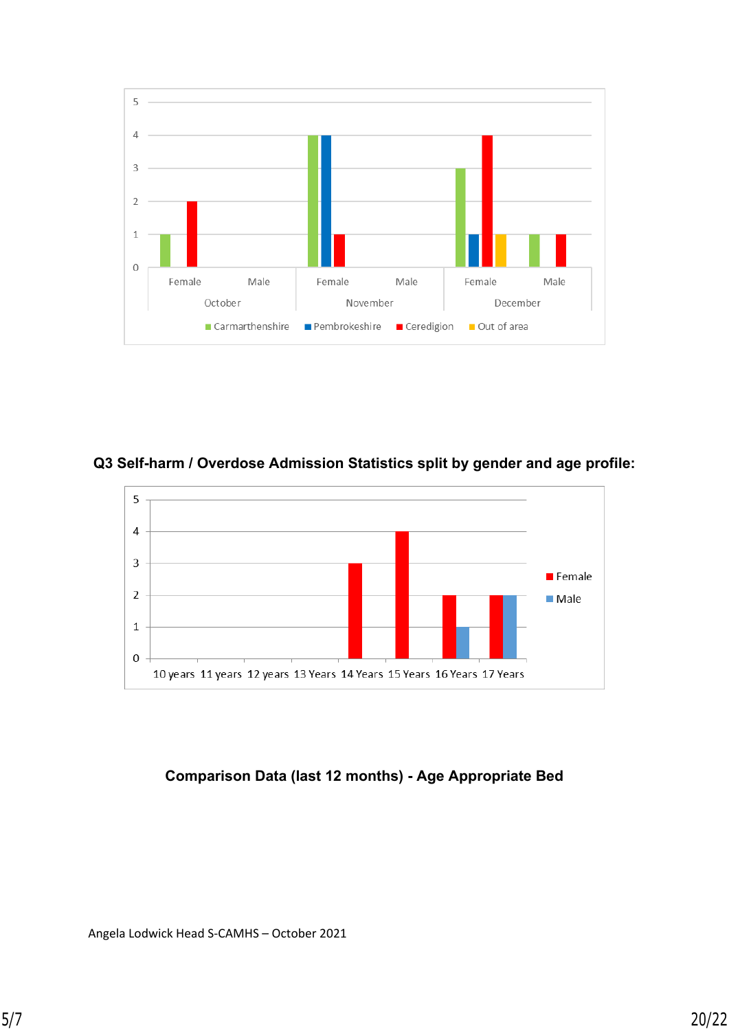| | October | | November | | December | |
|---|---|---|---|---|---|---|
| | Female | Male | Female | Male | Female | Male |
| Carmarthenshire | 1 | | 4 | | 3 | 1 |
| Pembrokeshire | | | 4 | | 1 | |
| Ceredigion | 2 | | 1 | | 4 | 1 |
| Out of area | | | | | 1 | |

**Q3 Self-harm / Overdose Admission Statistics split by gender and age profile:**

| | 10 years | 11 years | 12 years | 13 Years | 14 Years | 15 Years | 16 Years | 17 Years |
|---|---|---|---|---|---|---|---|---|
| Female | | | | | 3 | 4 | 2 | 2 |
| Male | | | | | | | 1 | 2 |

**Comparison Data (last 12 months) - Age Appropriate Bed**

Angela Lodwick Head S-CAMHS – October 2021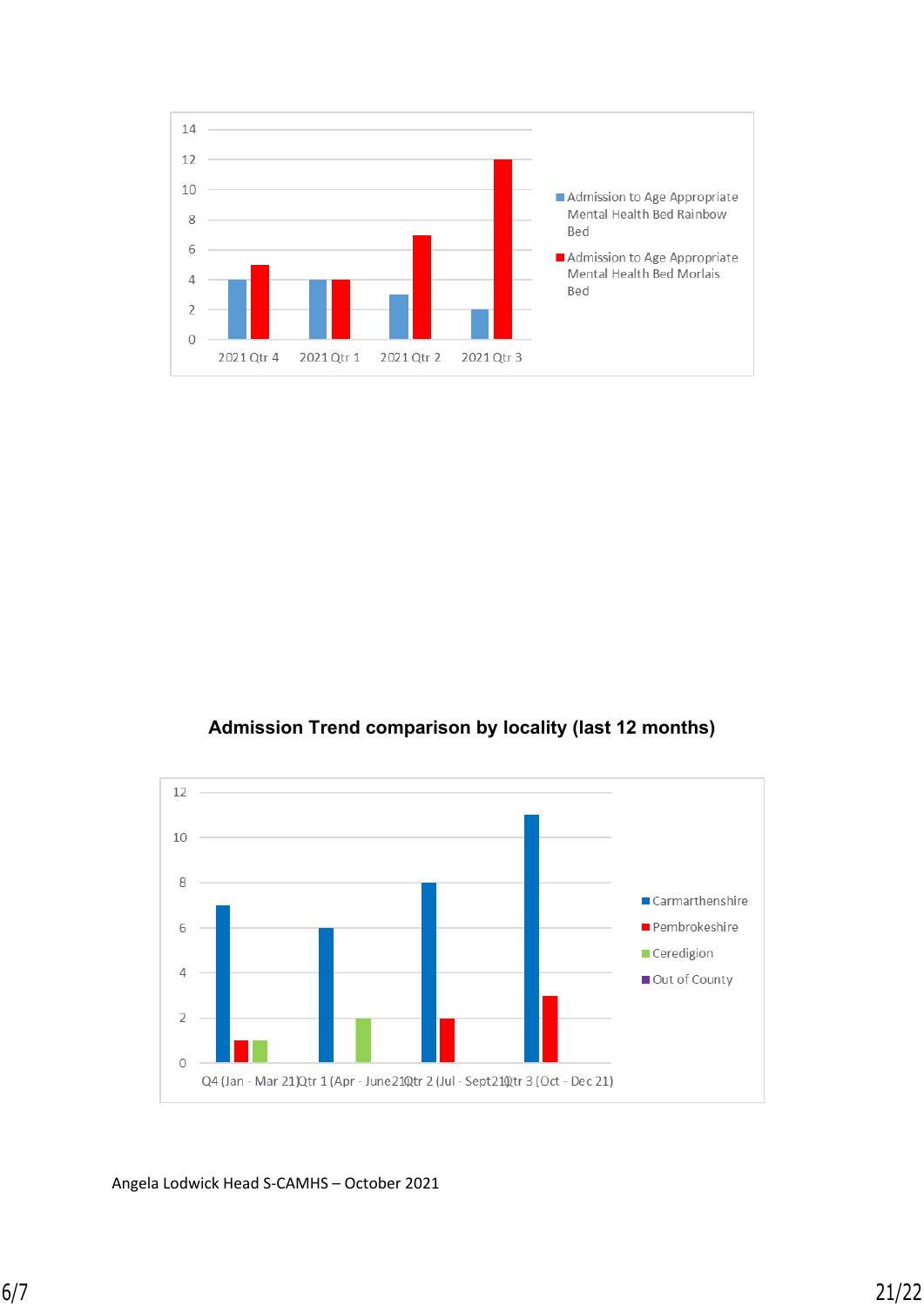| | 2021 Qtr 4 | 2021 Qtr 1 | 2021 Qtr 2 | 2021 Qtr 3 |
|---|---|---|---|---|
| Admission to Age Appropriate Mental Health Bed Rainbow Bed | 4 | 4 | 3 | 2 |
| Admission to Age Appropriate Mental Health Bed Morlais Bed | 5 | 4 | 7 | 12 |

**Admission Trend comparison by locality (last 12 months)**

| | Q4 (Jan - Mar 21) | Qtr 1 (Apr - June 21) | Qtr 2 (Jul - Sept 21) | Qtr 3 (Oct - Dec 21) |
|---|---|---|---|---|
| Carmarthenshire | 7 | 6 | 8 | 11 |
| Pembrokeshire | 1 | | 2 | 3 |
| Ceredigion | 1 | 2 | | |
| Out of County | | | | |

Angela Lodwick Head S-CAMHS – October 2021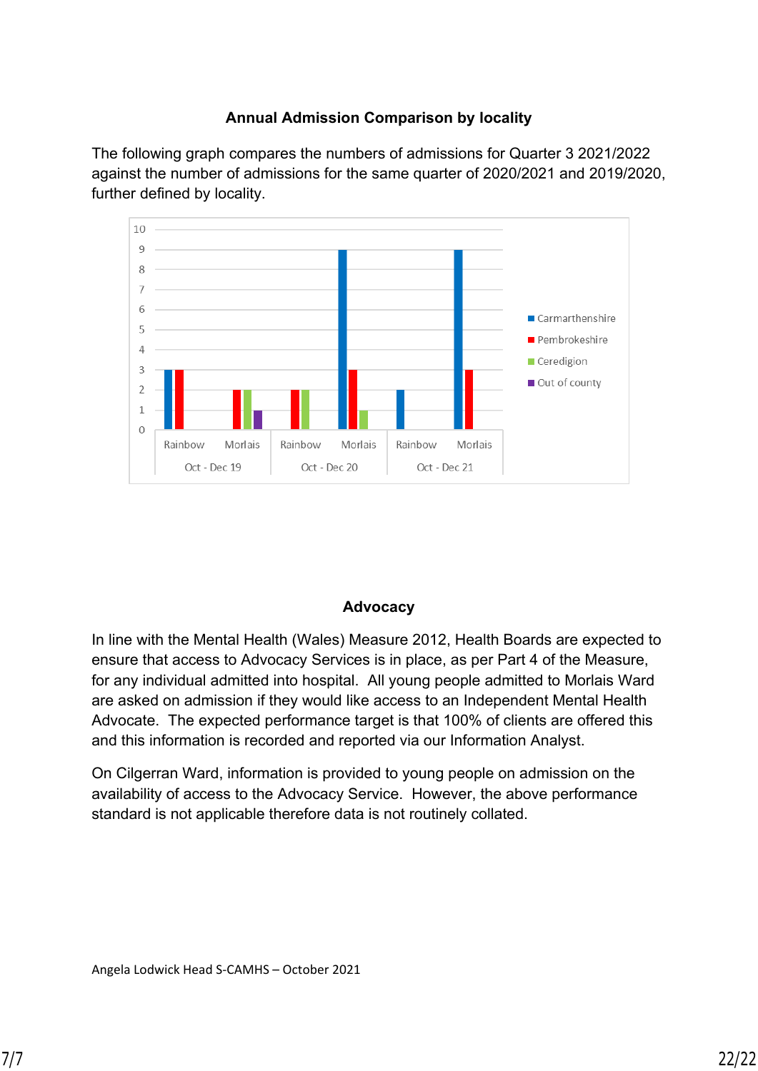### Annual Admission Comparison by locality

The following graph compares the numbers of admissions for Quarter 3 2021/2022 against the number of admissions for the same quarter of 2020/2021 and 2019/2020, further defined by locality.

10
9
8
7
6
5
4
3
2
1
0

Rainbow
Morlais
Oct - Dec 19
Rainbow
Morlais
Oct - Dec 20
Rainbow
Morlais
Oct - Dec 21

Carmarthenshire
Pembrokeshire
Ceredigion
Out of county

### Advocacy

In line with the Mental Health (Wales) Measure 2012, Health Boards are expected to ensure that access to Advocacy Services is in place, as per Part 4 of the Measure, for any individual admitted into hospital. All young people admitted to Morlais Ward are asked on admission if they would like access to an Independent Mental Health Advocate. The expected performance target is that 100% of clients are offered this and this information is recorded and reported via our Information Analyst.

On Cilgerran Ward, information is provided to young people on admission on the availability of access to the Advocacy Service. However, the above performance standard is not applicable therefore data is not routinely collated.

Angela Lodwick Head S-CAMHS – October 2021